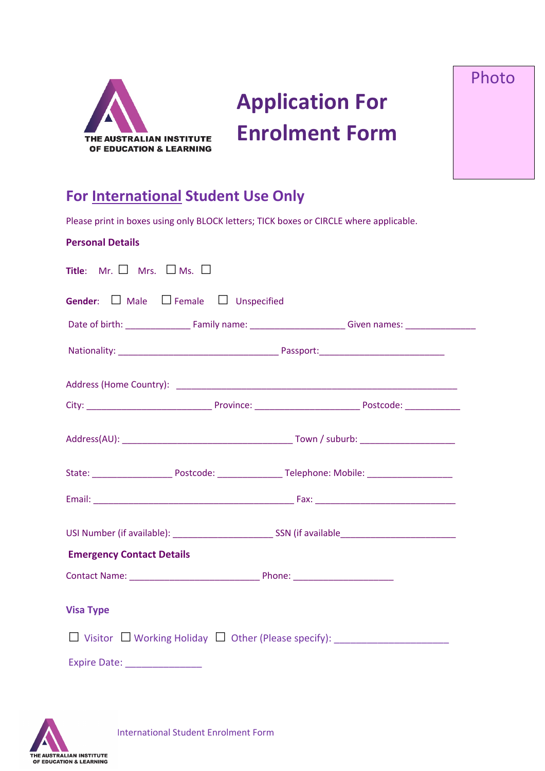THE AUSTRALIAN INSTITUTE OF EDUCATION & LEARNING

# Application For Enrolment Form

Photo

## For International Student Use Only

Please print in boxes using only BLOCK letters; TICK boxes or CIRCLE where applicable.

### Personal Details

**Title**: Mr. ☐ Mrs. ☐ Ms. ☐

**Gender**: ☐ Male ☐ Female ☐ Unspecified

Date of birth: _____________ Family name: ___________________ Given names: ______________

Nationality: ________________________________ Passport:_________________________

Address (Home Country): ________________________________________________________

City: _________________________ Province: _____________________ Postcode: ___________

Address(AU): __________________________________ Town / suburb: ___________________

State: ________________ Postcode: _____________ Telephone: Mobile: _________________

Email: ________________________________________ Fax: ____________________________

USI Number (if available): ____________________ SSN (if available_______________________

### Emergency Contact Details

Contact Name: __________________________ Phone: ____________________

### Visa Type

☐ Visitor ☐ Working Holiday ☐ Other (Please specify): ______________________

Expire Date: _______________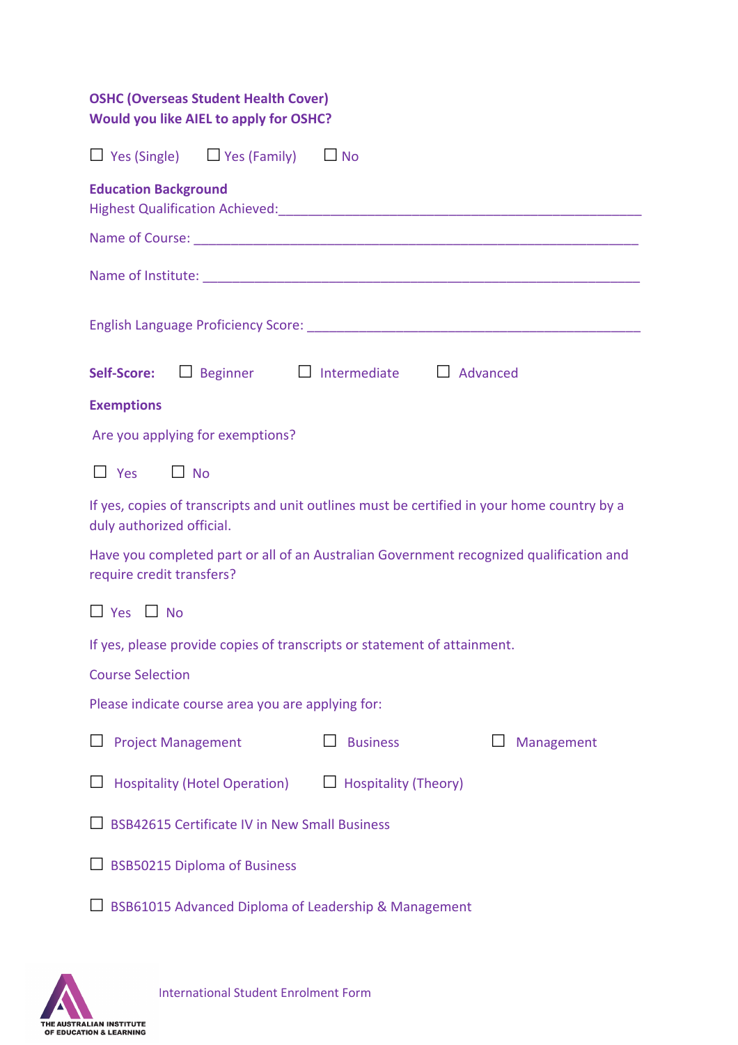**OSHC (Overseas Student Health Cover)**
**Would you like AIEL to apply for OSHC?**

☐ Yes (Single) ☐ Yes (Family) ☐ No

**Education Background**

Highest Qualification Achieved:\_\_\_\_\_\_\_\_\_\_\_\_\_\_\_\_\_\_\_\_\_\_\_\_\_\_\_\_\_\_\_\_\_\_\_\_\_\_\_\_\_\_\_\_

Name of Course: \_\_\_\_\_\_\_\_\_\_\_\_\_\_\_\_\_\_\_\_\_\_\_\_\_\_\_\_\_\_\_\_\_\_\_\_\_\_\_\_\_\_\_\_\_\_\_\_\_\_\_\_\_\_

Name of Institute: \_\_\_\_\_\_\_\_\_\_\_\_\_\_\_\_\_\_\_\_\_\_\_\_\_\_\_\_\_\_\_\_\_\_\_\_\_\_\_\_\_\_\_\_\_\_\_\_\_\_\_\_\_

English Language Proficiency Score: \_\_\_\_\_\_\_\_\_\_\_\_\_\_\_\_\_\_\_\_\_\_\_\_\_\_\_\_\_\_\_\_\_\_\_\_\_\_\_\_

**Self-Score:** ☐ Beginner ☐ Intermediate ☐ Advanced

**Exemptions**

Are you applying for exemptions?

☐ Yes ☐ No

If yes, copies of transcripts and unit outlines must be certified in your home country by a duly authorized official.

Have you completed part or all of an Australian Government recognized qualification and require credit transfers?

☐ Yes ☐ No

If yes, please provide copies of transcripts or statement of attainment.

Course Selection

Please indicate course area you are applying for:

☐ Project Management ☐ Business ☐ Management

☐ Hospitality (Hotel Operation) ☐ Hospitality (Theory)

☐ BSB42615 Certificate IV in New Small Business

☐ BSB50215 Diploma of Business

☐ BSB61015 Advanced Diploma of Leadership & Management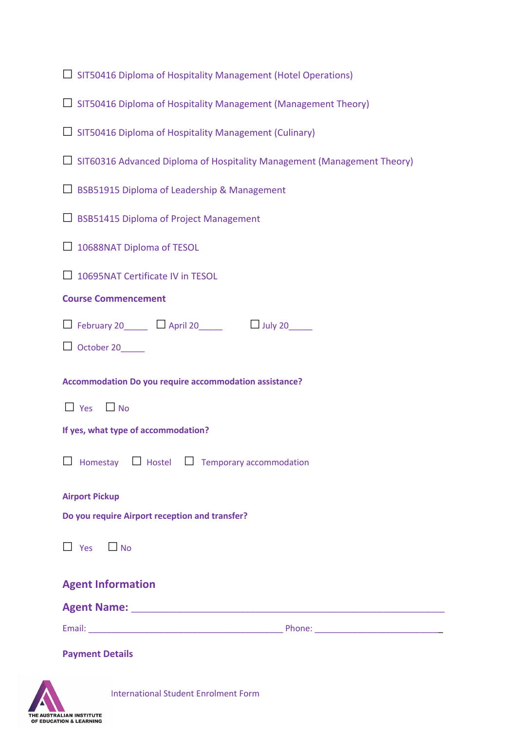☐ SIT50416 Diploma of Hospitality Management (Hotel Operations)

☐ SIT50416 Diploma of Hospitality Management (Management Theory)

☐ SIT50416 Diploma of Hospitality Management (Culinary)

☐ SIT60316 Advanced Diploma of Hospitality Management (Management Theory)

☐ BSB51915 Diploma of Leadership & Management

☐ BSB51415 Diploma of Project Management

☐ 10688NAT Diploma of TESOL

☐ 10695NAT Certificate IV in TESOL

**Course Commencement**

☐ February 20_____ ☐ April 20_____ ☐ July 20_____

☐ October 20_____

**Accommodation Do you require accommodation assistance?**

☐ Yes ☐ No

**If yes, what type of accommodation?**

☐ Homestay ☐ Hostel ☐ Temporary accommodation

**Airport Pickup**

**Do you require Airport reception and transfer?**

☐ Yes ☐ No

## Agent Information

**Agent Name:** ____________________________________________________________

Email: ________________________________________ Phone: __________________________

**Payment Details**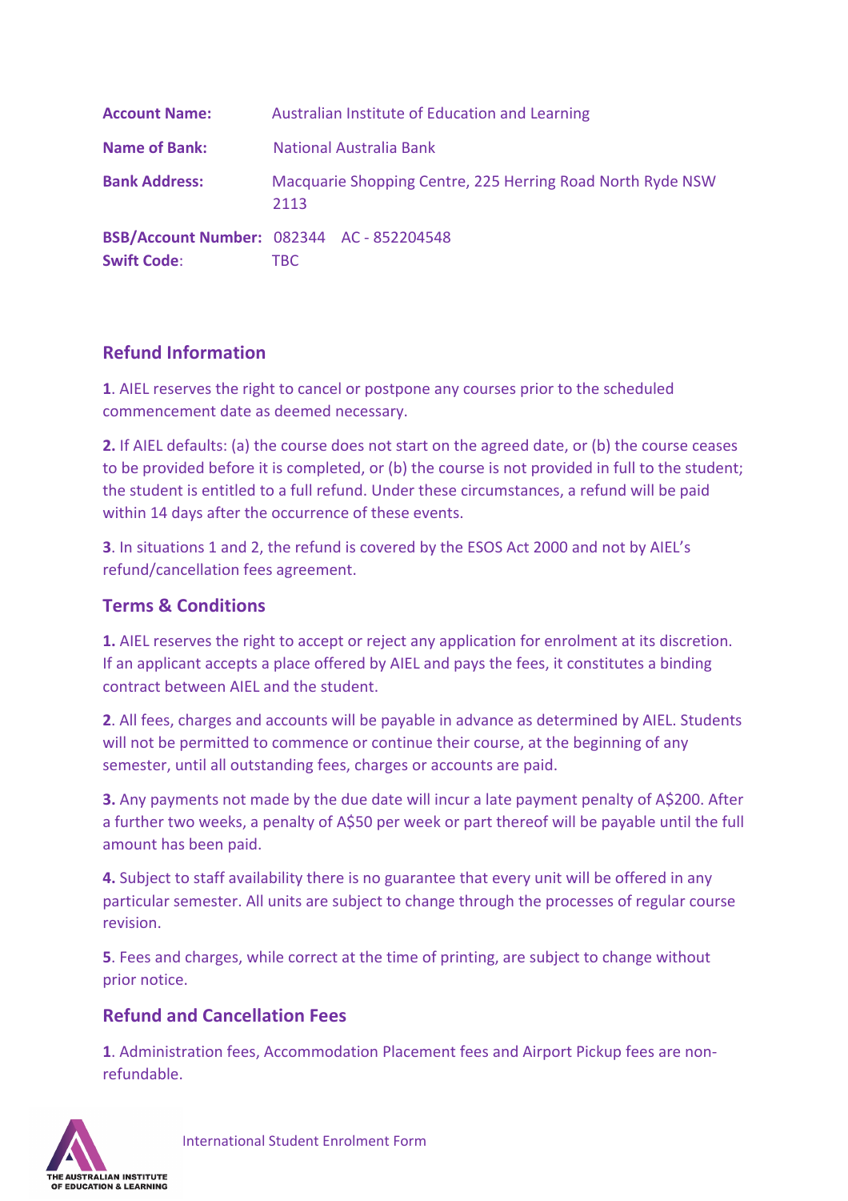| | |
|---|---|
| **Account Name:** | Australian Institute of Education and Learning |
| **Name of Bank:** | National Australia Bank |
| **Bank Address:** | Macquarie Shopping Centre, 225 Herring Road North Ryde NSW 2113 |
| **BSB/Account Number:** | 082344 AC - 852204548 |
| **Swift Code**: | TBC |

## Refund Information

**1**. AIEL reserves the right to cancel or postpone any courses prior to the scheduled commencement date as deemed necessary.

**2.** If AIEL defaults: (a) the course does not start on the agreed date, or (b) the course ceases to be provided before it is completed, or (b) the course is not provided in full to the student; the student is entitled to a full refund. Under these circumstances, a refund will be paid within 14 days after the occurrence of these events.

**3**. In situations 1 and 2, the refund is covered by the ESOS Act 2000 and not by AIEL's refund/cancellation fees agreement.

## Terms & Conditions

**1.** AIEL reserves the right to accept or reject any application for enrolment at its discretion. If an applicant accepts a place offered by AIEL and pays the fees, it constitutes a binding contract between AIEL and the student.

**2**. All fees, charges and accounts will be payable in advance as determined by AIEL. Students will not be permitted to commence or continue their course, at the beginning of any semester, until all outstanding fees, charges or accounts are paid.

**3.** Any payments not made by the due date will incur a late payment penalty of A$200. After a further two weeks, a penalty of A$50 per week or part thereof will be payable until the full amount has been paid.

**4.** Subject to staff availability there is no guarantee that every unit will be offered in any particular semester. All units are subject to change through the processes of regular course revision.

**5**. Fees and charges, while correct at the time of printing, are subject to change without prior notice.

## Refund and Cancellation Fees

**1**. Administration fees, Accommodation Placement fees and Airport Pickup fees are non-refundable.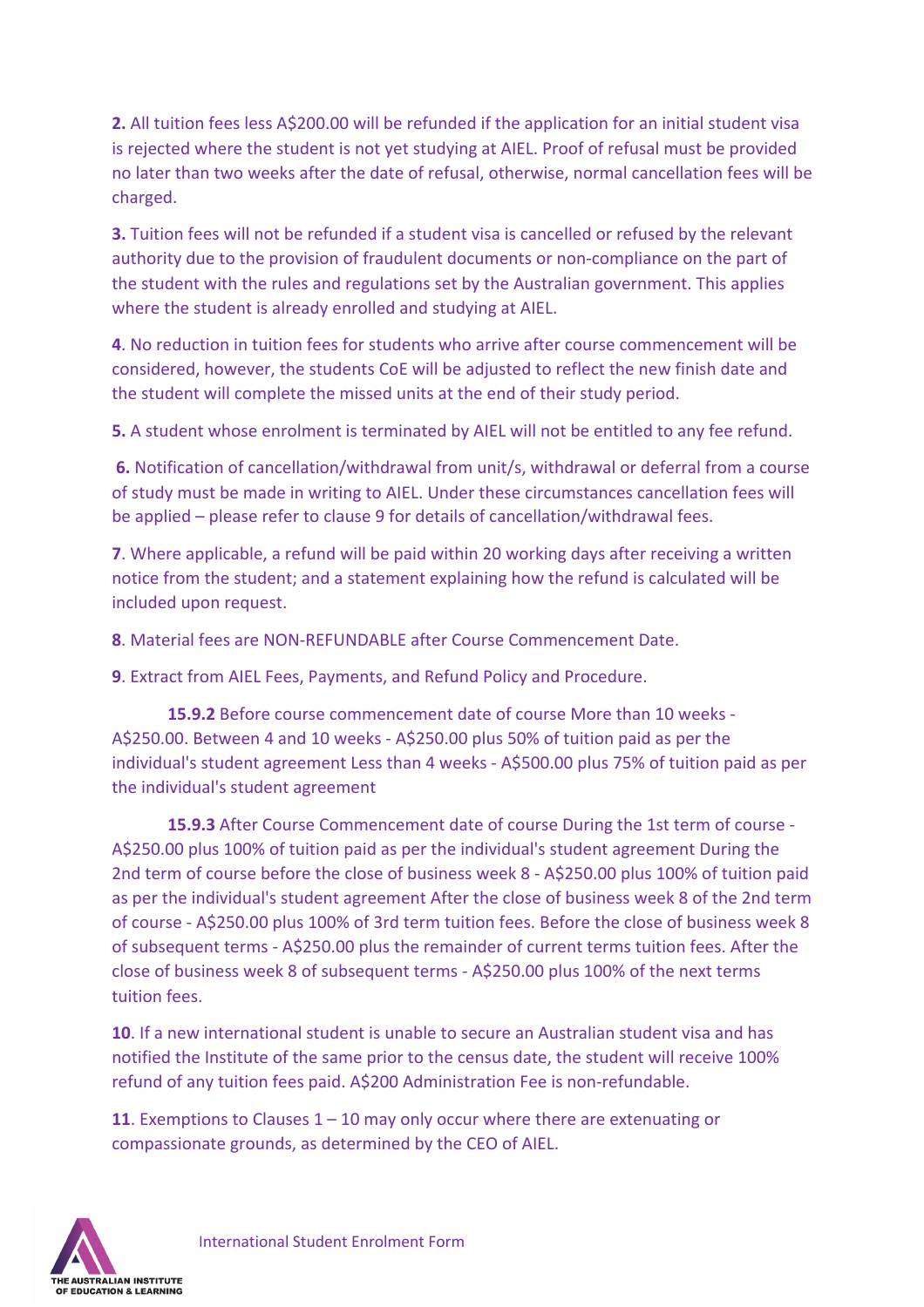**2.** All tuition fees less A$200.00 will be refunded if the application for an initial student visa is rejected where the student is not yet studying at AIEL. Proof of refusal must be provided no later than two weeks after the date of refusal, otherwise, normal cancellation fees will be charged.

**3.** Tuition fees will not be refunded if a student visa is cancelled or refused by the relevant authority due to the provision of fraudulent documents or non-compliance on the part of the student with the rules and regulations set by the Australian government. This applies where the student is already enrolled and studying at AIEL.

**4**. No reduction in tuition fees for students who arrive after course commencement will be considered, however, the students CoE will be adjusted to reflect the new finish date and the student will complete the missed units at the end of their study period.

**5.** A student whose enrolment is terminated by AIEL will not be entitled to any fee refund.

**6.** Notification of cancellation/withdrawal from unit/s, withdrawal or deferral from a course of study must be made in writing to AIEL. Under these circumstances cancellation fees will be applied – please refer to clause 9 for details of cancellation/withdrawal fees.

**7**. Where applicable, a refund will be paid within 20 working days after receiving a written notice from the student; and a statement explaining how the refund is calculated will be included upon request.

**8**. Material fees are NON-REFUNDABLE after Course Commencement Date.

**9**. Extract from AIEL Fees, Payments, and Refund Policy and Procedure.

**15.9.2** Before course commencement date of course More than 10 weeks - A$250.00. Between 4 and 10 weeks - A$250.00 plus 50% of tuition paid as per the individual's student agreement Less than 4 weeks - A$500.00 plus 75% of tuition paid as per the individual's student agreement

**15.9.3** After Course Commencement date of course During the 1st term of course - A$250.00 plus 100% of tuition paid as per the individual's student agreement During the 2nd term of course before the close of business week 8 - A$250.00 plus 100% of tuition paid as per the individual's student agreement After the close of business week 8 of the 2nd term of course - A$250.00 plus 100% of 3rd term tuition fees. Before the close of business week 8 of subsequent terms - A$250.00 plus the remainder of current terms tuition fees. After the close of business week 8 of subsequent terms - A$250.00 plus 100% of the next terms tuition fees.

**10**. If a new international student is unable to secure an Australian student visa and has notified the Institute of the same prior to the census date, the student will receive 100% refund of any tuition fees paid. A$200 Administration Fee is non-refundable.

**11**. Exemptions to Clauses 1 – 10 may only occur where there are extenuating or compassionate grounds, as determined by the CEO of AIEL.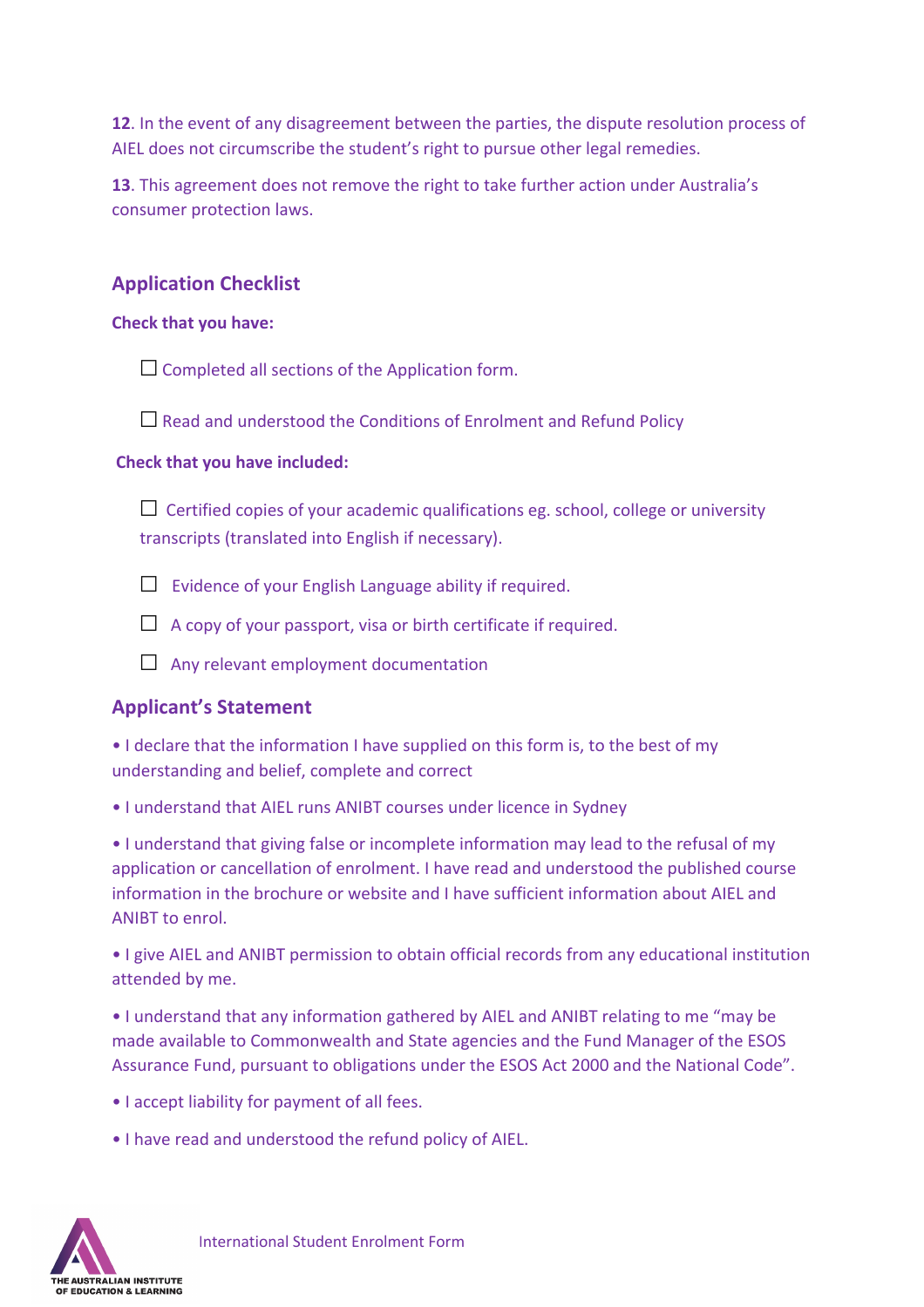**12**. In the event of any disagreement between the parties, the dispute resolution process of AIEL does not circumscribe the student's right to pursue other legal remedies.

**13**. This agreement does not remove the right to take further action under Australia's consumer protection laws.

## Application Checklist

**Check that you have:**

☐ Completed all sections of the Application form.

☐ Read and understood the Conditions of Enrolment and Refund Policy

**Check that you have included:**

☐ Certified copies of your academic qualifications eg. school, college or university transcripts (translated into English if necessary).

☐ Evidence of your English Language ability if required.

☐ A copy of your passport, visa or birth certificate if required.

☐ Any relevant employment documentation

## Applicant's Statement

• I declare that the information I have supplied on this form is, to the best of my understanding and belief, complete and correct

• I understand that AIEL runs ANIBT courses under licence in Sydney

• I understand that giving false or incomplete information may lead to the refusal of my application or cancellation of enrolment. I have read and understood the published course information in the brochure or website and I have sufficient information about AIEL and ANIBT to enrol.

• I give AIEL and ANIBT permission to obtain official records from any educational institution attended by me.

• I understand that any information gathered by AIEL and ANIBT relating to me "may be made available to Commonwealth and State agencies and the Fund Manager of the ESOS Assurance Fund, pursuant to obligations under the ESOS Act 2000 and the National Code".

• I accept liability for payment of all fees.

• I have read and understood the refund policy of AIEL.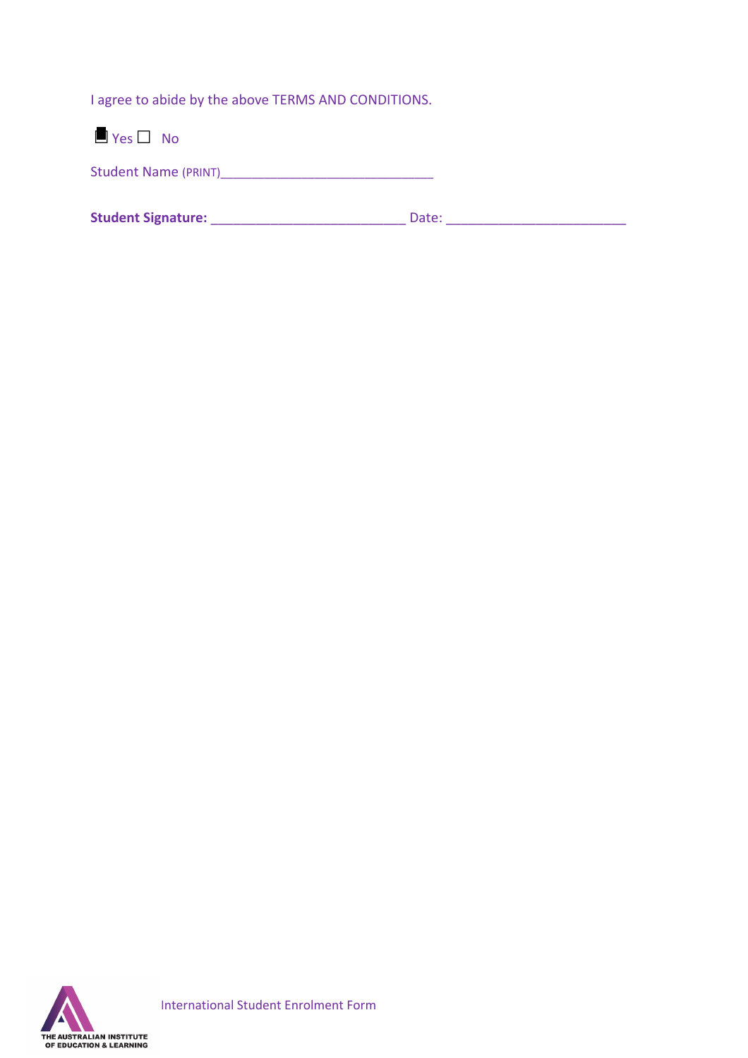I agree to abide by the above TERMS AND CONDITIONS.

☒ Yes ☐ No

Student Name (PRINT)______________________________

**Student Signature:** ___________________________ Date: ________________________